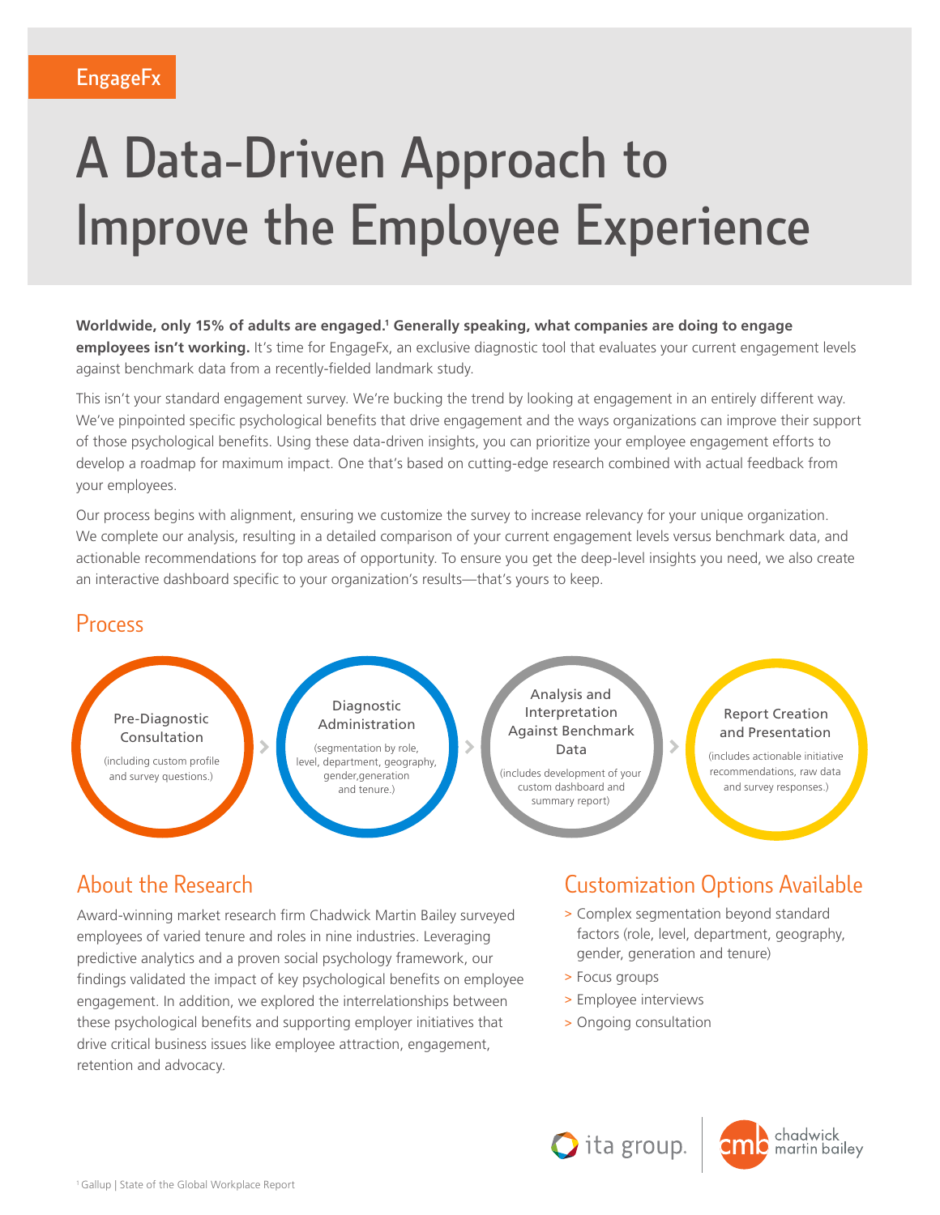EngageFx

# A Data-Driven Approach to Improve the Employee Experience

**Worldwide, only 15% of adults are engaged.[1] Generally speaking, what companies are doing to engage employees isn't working.** It's time for EngageFx, an exclusive diagnostic tool that evaluates your current engagement levels against benchmark data from a recently-fielded landmark study.

This isn't your standard engagement survey. We're bucking the trend by looking at engagement in an entirely different way. We've pinpointed specific psychological benefits that drive engagement and the ways organizations can improve their support of those psychological benefits. Using these data-driven insights, you can prioritize your employee engagement efforts to develop a roadmap for maximum impact. One that's based on cutting-edge research combined with actual feedback from your employees.

Our process begins with alignment, ensuring we customize the survey to increase relevancy for your unique organization. We complete our analysis, resulting in a detailed comparison of your current engagement levels versus benchmark data, and actionable recommendations for top areas of opportunity. To ensure you get the deep-level insights you need, we also create an interactive dashboard specific to your organization's results—that's yours to keep.

## Process

1. **Pre-Diagnostic Consultation** (including custom profile and survey questions.)
2. **Diagnostic Administration** (segmentation by role, level, department, geography, gender,generation and tenure.)
3. **Analysis and Interpretation Against Benchmark Data** (includes development of your custom dashboard and summary report)
4. **Report Creation and Presentation** (includes actionable initiative recommendations, raw data and survey responses.)

## About the Research

Award-winning market research firm Chadwick Martin Bailey surveyed employees of varied tenure and roles in nine industries. Leveraging predictive analytics and a proven social psychology framework, our findings validated the impact of key psychological benefits on employee engagement. In addition, we explored the interrelationships between these psychological benefits and supporting employer initiatives that drive critical business issues like employee attraction, engagement, retention and advocacy.

## Customization Options Available

> Complex segmentation beyond standard factors (role, level, department, geography, gender, generation and tenure)

> Focus groups

> Employee interviews

> Ongoing consultation

ita group. | cmb chadwick martin bailey

[1] Gallup | State of the Global Workplace Report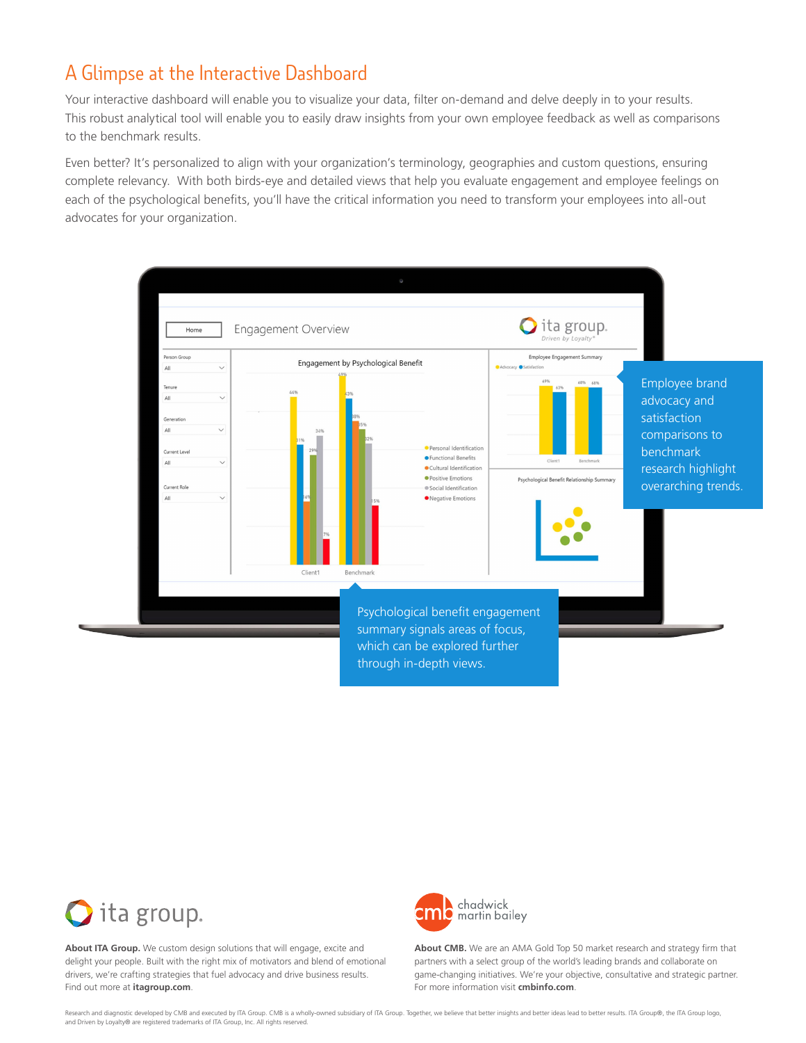# A Glimpse at the Interactive Dashboard

Your interactive dashboard will enable you to visualize your data, filter on-demand and delve deeply in to your results. This robust analytical tool will enable you to easily draw insights from your own employee feedback as well as comparisons to the benchmark results.

Even better? It's personalized to align with your organization's terminology, geographies and custom questions, ensuring complete relevancy. With both birds-eye and detailed views that help you evaluate engagement and employee feelings on each of the psychological benefits, you'll have the critical information you need to transform your employees into all-out advocates for your organization.

Home

Engagement Overview

ita group. Driven by Loyalty

Person Group: All

Tenure: All

Generation: All

Current Level: All

Current Role: All

Engagement by Psychological Benefit

44%, 31%, 16%, 29%, 34%, 7%

49%, 43%, 38%, 35%, 32%, 15%

Client1

Benchmark

Personal Identification

Functional Benefits

Cultural Identification

Positive Emotions

Social Identification

Negative Emotions

Employee Engagement Summary

Advocacy

Satisfaction

69%, 63%, 68%, 68%

Client1

Benchmark

Psychological Benefit Relationship Summary

Employee brand advocacy and satisfaction comparisons to benchmark research highlight overarching trends.

Psychological benefit engagement summary signals areas of focus, which can be explored further through in-depth views.

ita group.

**About ITA Group.** We custom design solutions that will engage, excite and delight your people. Built with the right mix of motivators and blend of emotional drivers, we're crafting strategies that fuel advocacy and drive business results. Find out more at **itagroup.com**.

cmb chadwick martin bailey

**About CMB.** We are an AMA Gold Top 50 market research and strategy firm that partners with a select group of the world's leading brands and collaborate on game-changing initiatives. We're your objective, consultative and strategic partner. For more information visit **cmbinfo.com**.

Research and diagnostic developed by CMB and executed by ITA Group. CMB is a wholly-owned subsidiary of ITA Group. Together, we believe that better insights and better ideas lead to better results. ITA Group®, the ITA Group logo, and Driven by Loyalty® are registered trademarks of ITA Group, Inc. All rights reserved.